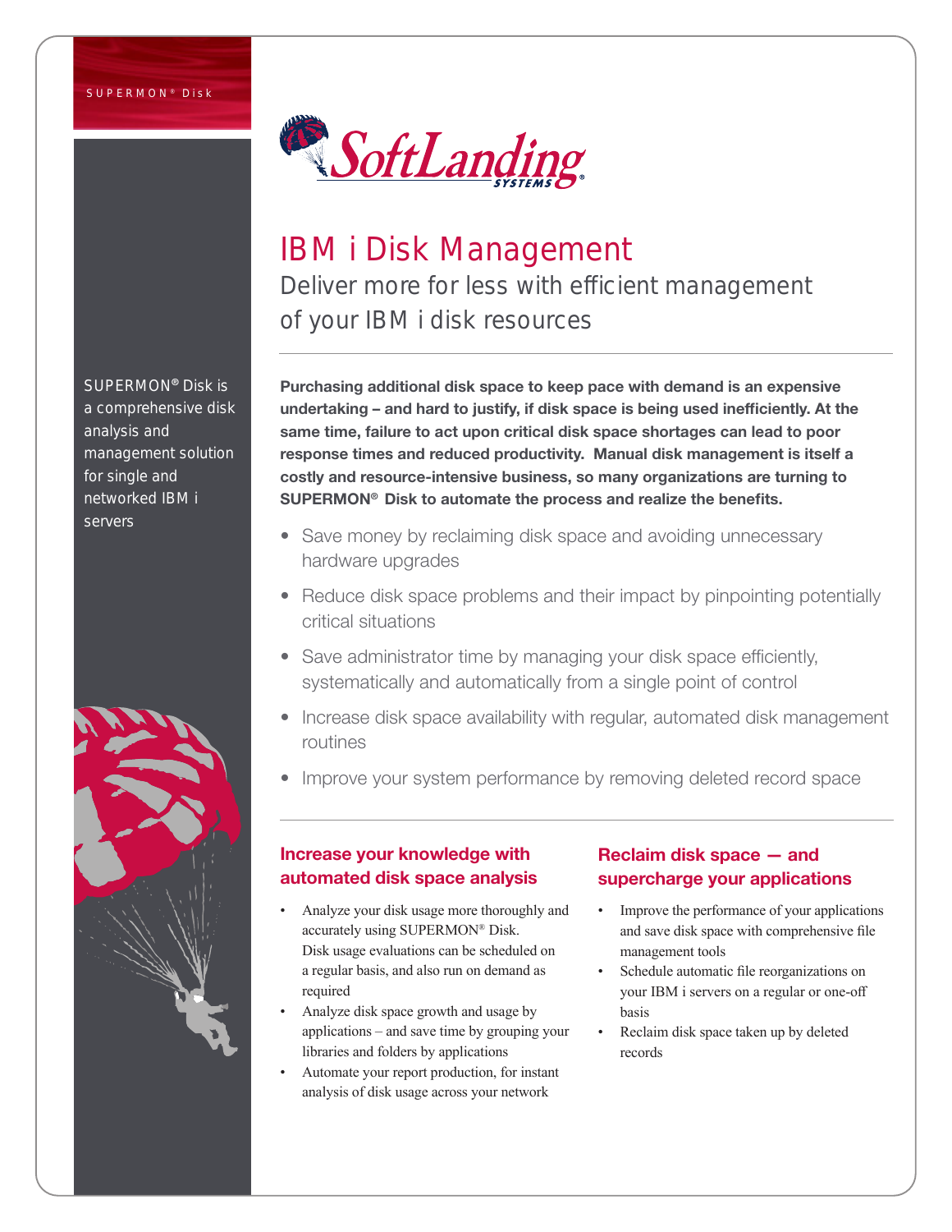SUPERMON® Disk

SoftLanding SYSTEMS

# IBM i Disk Management

## Deliver more for less with efficient management of your IBM i disk resources

SUPERMON® Disk is a comprehensive disk analysis and management solution for single and networked IBM i servers

**Purchasing additional disk space to keep pace with demand is an expensive undertaking – and hard to justify, if disk space is being used inefficiently. At the same time, failure to act upon critical disk space shortages can lead to poor response times and reduced productivity. Manual disk management is itself a costly and resource-intensive business, so many organizations are turning to SUPERMON® Disk to automate the process and realize the benefits.**

- Save money by reclaiming disk space and avoiding unnecessary hardware upgrades
- Reduce disk space problems and their impact by pinpointing potentially critical situations
- Save administrator time by managing your disk space efficiently, systematically and automatically from a single point of control
- Increase disk space availability with regular, automated disk management routines
- Improve your system performance by removing deleted record space

### Increase your knowledge with automated disk space analysis

- Analyze your disk usage more thoroughly and accurately using SUPERMON® Disk. Disk usage evaluations can be scheduled on a regular basis, and also run on demand as required
- Analyze disk space growth and usage by applications – and save time by grouping your libraries and folders by applications
- Automate your report production, for instant analysis of disk usage across your network

### Reclaim disk space — and supercharge your applications

- Improve the performance of your applications and save disk space with comprehensive file management tools
- Schedule automatic file reorganizations on your IBM i servers on a regular or one-off basis
- Reclaim disk space taken up by deleted records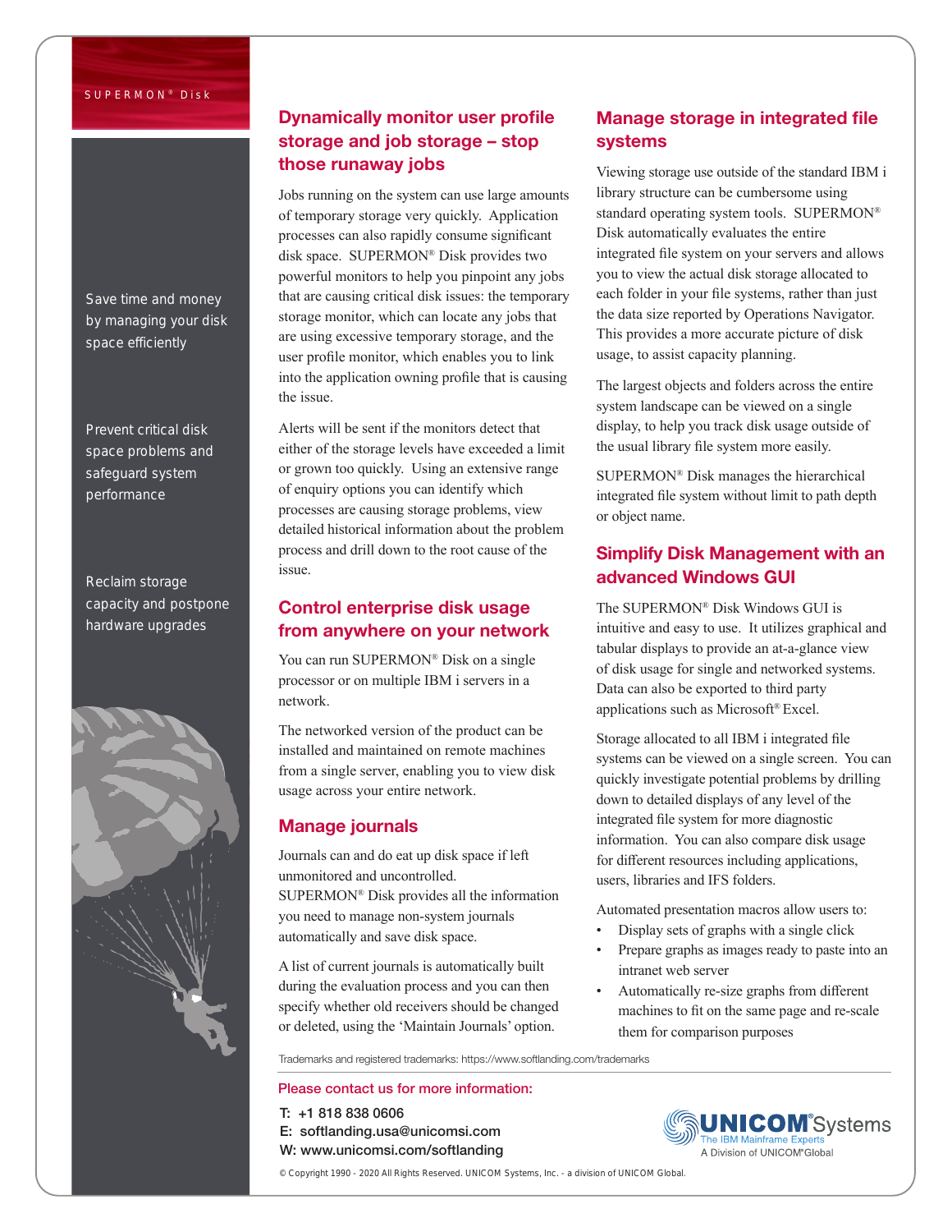SUPERMON® Disk

Save time and money by managing your disk space efficiently

Prevent critical disk space problems and safeguard system performance

Reclaim storage capacity and postpone hardware upgrades

## Dynamically monitor user profile storage and job storage – stop those runaway jobs

Jobs running on the system can use large amounts of temporary storage very quickly. Application processes can also rapidly consume significant disk space. SUPERMON® Disk provides two powerful monitors to help you pinpoint any jobs that are causing critical disk issues: the temporary storage monitor, which can locate any jobs that are using excessive temporary storage, and the user profile monitor, which enables you to link into the application owning profile that is causing the issue.

Alerts will be sent if the monitors detect that either of the storage levels have exceeded a limit or grown too quickly. Using an extensive range of enquiry options you can identify which processes are causing storage problems, view detailed historical information about the problem process and drill down to the root cause of the issue.

## Control enterprise disk usage from anywhere on your network

You can run SUPERMON® Disk on a single processor or on multiple IBM i servers in a network.

The networked version of the product can be installed and maintained on remote machines from a single server, enabling you to view disk usage across your entire network.

## Manage journals

Journals can and do eat up disk space if left unmonitored and uncontrolled.
SUPERMON® Disk provides all the information you need to manage non-system journals automatically and save disk space.

A list of current journals is automatically built during the evaluation process and you can then specify whether old receivers should be changed or deleted, using the 'Maintain Journals' option.

## Manage storage in integrated file systems

Viewing storage use outside of the standard IBM i library structure can be cumbersome using standard operating system tools. SUPERMON® Disk automatically evaluates the entire integrated file system on your servers and allows you to view the actual disk storage allocated to each folder in your file systems, rather than just the data size reported by Operations Navigator. This provides a more accurate picture of disk usage, to assist capacity planning.

The largest objects and folders across the entire system landscape can be viewed on a single display, to help you track disk usage outside of the usual library file system more easily.

SUPERMON® Disk manages the hierarchical integrated file system without limit to path depth or object name.

## Simplify Disk Management with an advanced Windows GUI

The SUPERMON® Disk Windows GUI is intuitive and easy to use. It utilizes graphical and tabular displays to provide an at-a-glance view of disk usage for single and networked systems. Data can also be exported to third party applications such as Microsoft® Excel.

Storage allocated to all IBM i integrated file systems can be viewed on a single screen. You can quickly investigate potential problems by drilling down to detailed displays of any level of the integrated file system for more diagnostic information. You can also compare disk usage for different resources including applications, users, libraries and IFS folders.

Automated presentation macros allow users to:

- Display sets of graphs with a single click
- Prepare graphs as images ready to paste into an intranet web server
- Automatically re-size graphs from different machines to fit on the same page and re-scale them for comparison purposes

Trademarks and registered trademarks: https://www.softlanding.com/trademarks

**Please contact us for more information:**

T: +1 818 838 0606
E: softlanding.usa@unicomsi.com
W: www.unicomsi.com/softlanding

UNICOM® Systems
The IBM Mainframe Experts
A Division of UNICOM® Global

© Copyright 1990 - 2020 All Rights Reserved. UNICOM Systems, Inc. - a division of UNICOM Global.